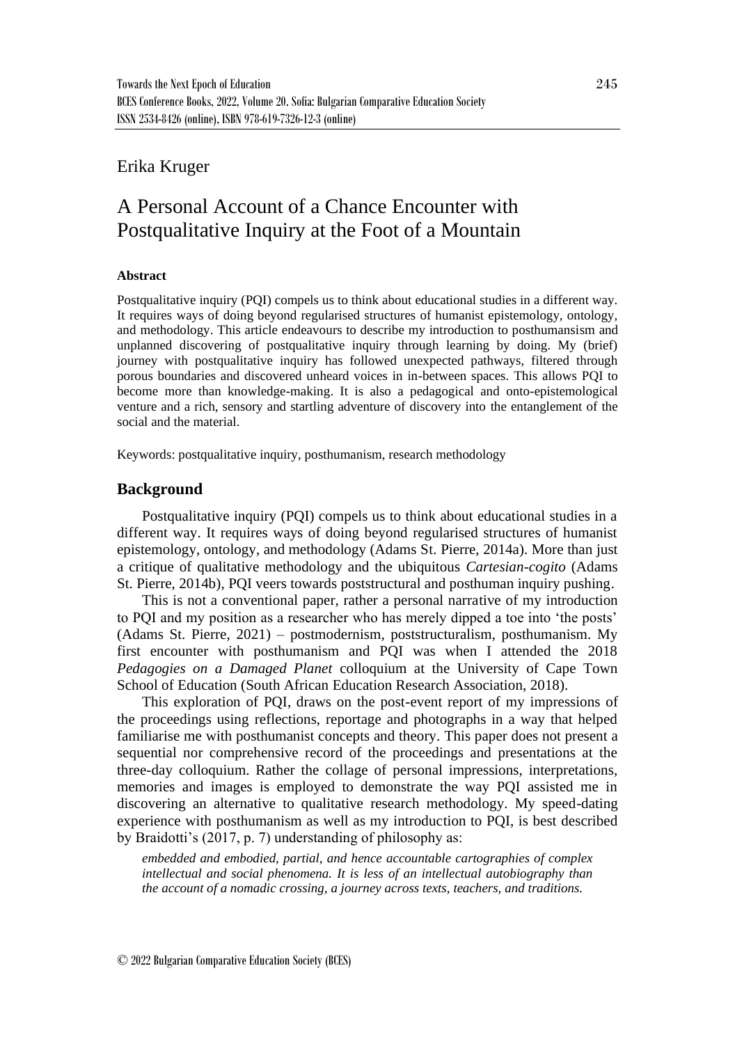Erika Kruger

# A Personal Account of a Chance Encounter with Postqualitative Inquiry at the Foot of a Mountain

### Abstract

Postqualitative inquiry (PQI) compels us to think about educational studies in a different way. It requires ways of doing beyond regularised structures of humanist epistemology, ontology, and methodology. This article endeavours to describe my introduction to posthumansism and unplanned discovering of postqualitative inquiry through learning by doing. My (brief) journey with postqualitative inquiry has followed unexpected pathways, filtered through porous boundaries and discovered unheard voices in in-between spaces. This allows PQI to become more than knowledge-making. It is also a pedagogical and onto-epistemological venture and a rich, sensory and startling adventure of discovery into the entanglement of the social and the material.

Keywords: postqualitative inquiry, posthumanism, research methodology

## Background

Postqualitative inquiry (PQI) compels us to think about educational studies in a different way. It requires ways of doing beyond regularised structures of humanist epistemology, ontology, and methodology (Adams St. Pierre, 2014a). More than just a critique of qualitative methodology and the ubiquitous *Cartesian-cogito* (Adams St. Pierre, 2014b), PQI veers towards poststructural and posthuman inquiry pushing.

This is not a conventional paper, rather a personal narrative of my introduction to PQI and my position as a researcher who has merely dipped a toe into 'the posts' (Adams St. Pierre, 2021) – postmodernism, poststructuralism, posthumanism. My first encounter with posthumanism and PQI was when I attended the 2018 *Pedagogies on a Damaged Planet* colloquium at the University of Cape Town School of Education (South African Education Research Association, 2018).

This exploration of PQI, draws on the post-event report of my impressions of the proceedings using reflections, reportage and photographs in a way that helped familiarise me with posthumanist concepts and theory. This paper does not present a sequential nor comprehensive record of the proceedings and presentations at the three-day colloquium. Rather the collage of personal impressions, interpretations, memories and images is employed to demonstrate the way PQI assisted me in discovering an alternative to qualitative research methodology. My speed-dating experience with posthumanism as well as my introduction to PQI, is best described by Braidotti's (2017, p. 7) understanding of philosophy as:

> *embedded and embodied, partial, and hence accountable cartographies of complex intellectual and social phenomena. It is less of an intellectual autobiography than the account of a nomadic crossing, a journey across texts, teachers, and traditions.*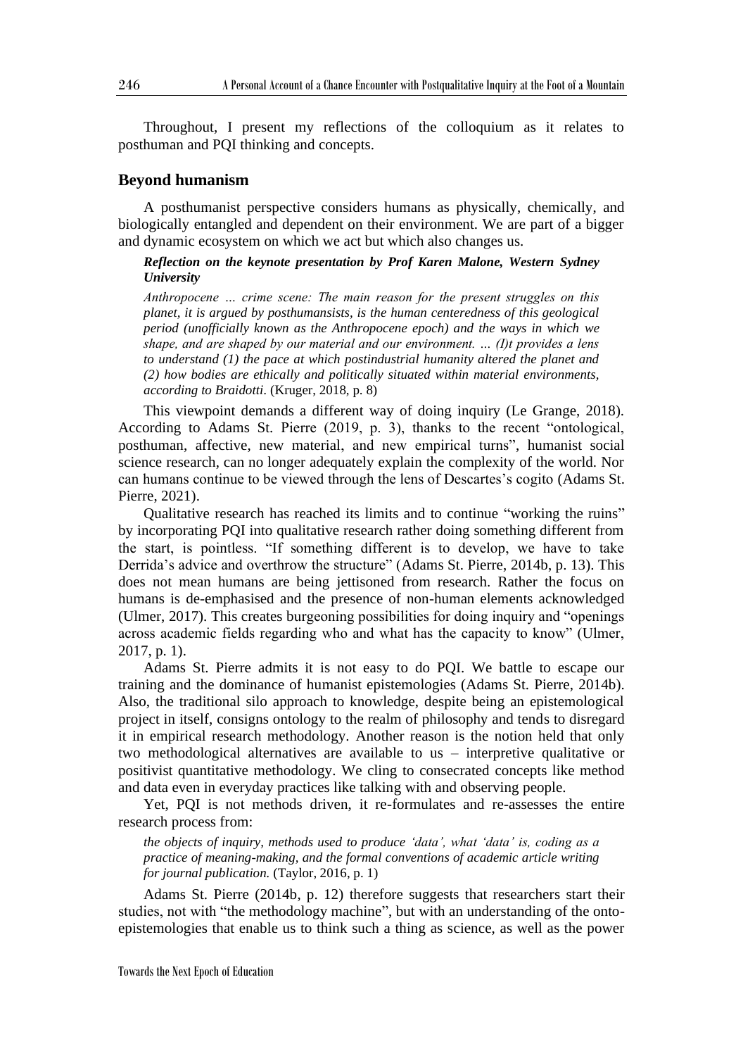Throughout, I present my reflections of the colloquium as it relates to posthuman and PQI thinking and concepts.

## Beyond humanism

A posthumanist perspective considers humans as physically, chemically, and biologically entangled and dependent on their environment. We are part of a bigger and dynamic ecosystem on which we act but which also changes us.

> ***Reflection on the keynote presentation by Prof Karen Malone, Western Sydney University***
>
> *Anthropocene … crime scene: The main reason for the present struggles on this planet, it is argued by posthumansists, is the human centeredness of this geological period (unofficially known as the Anthropocene epoch) and the ways in which we shape, and are shaped by our material and our environment. … (I)t provides a lens to understand (1) the pace at which postindustrial humanity altered the planet and (2) how bodies are ethically and politically situated within material environments, according to Braidotti*. (Kruger, 2018, p. 8)

This viewpoint demands a different way of doing inquiry (Le Grange, 2018). According to Adams St. Pierre (2019, p. 3), thanks to the recent "ontological, posthuman, affective, new material, and new empirical turns", humanist social science research, can no longer adequately explain the complexity of the world. Nor can humans continue to be viewed through the lens of Descartes's cogito (Adams St. Pierre, 2021).

Qualitative research has reached its limits and to continue "working the ruins" by incorporating PQI into qualitative research rather doing something different from the start, is pointless. "If something different is to develop, we have to take Derrida's advice and overthrow the structure" (Adams St. Pierre, 2014b, p. 13). This does not mean humans are being jettisoned from research. Rather the focus on humans is de-emphasised and the presence of non-human elements acknowledged (Ulmer, 2017). This creates burgeoning possibilities for doing inquiry and "openings across academic fields regarding who and what has the capacity to know" (Ulmer, 2017, p. 1).

Adams St. Pierre admits it is not easy to do PQI. We battle to escape our training and the dominance of humanist epistemologies (Adams St. Pierre, 2014b). Also, the traditional silo approach to knowledge, despite being an epistemological project in itself, consigns ontology to the realm of philosophy and tends to disregard it in empirical research methodology. Another reason is the notion held that only two methodological alternatives are available to us – interpretive qualitative or positivist quantitative methodology. We cling to consecrated concepts like method and data even in everyday practices like talking with and observing people.

Yet, PQI is not methods driven, it re-formulates and re-assesses the entire research process from:

> *the objects of inquiry, methods used to produce 'data', what 'data' is, coding as a practice of meaning-making, and the formal conventions of academic article writing for journal publication.* (Taylor, 2016, p. 1)

Adams St. Pierre (2014b, p. 12) therefore suggests that researchers start their studies, not with "the methodology machine", but with an understanding of the onto-epistemologies that enable us to think such a thing as science, as well as the power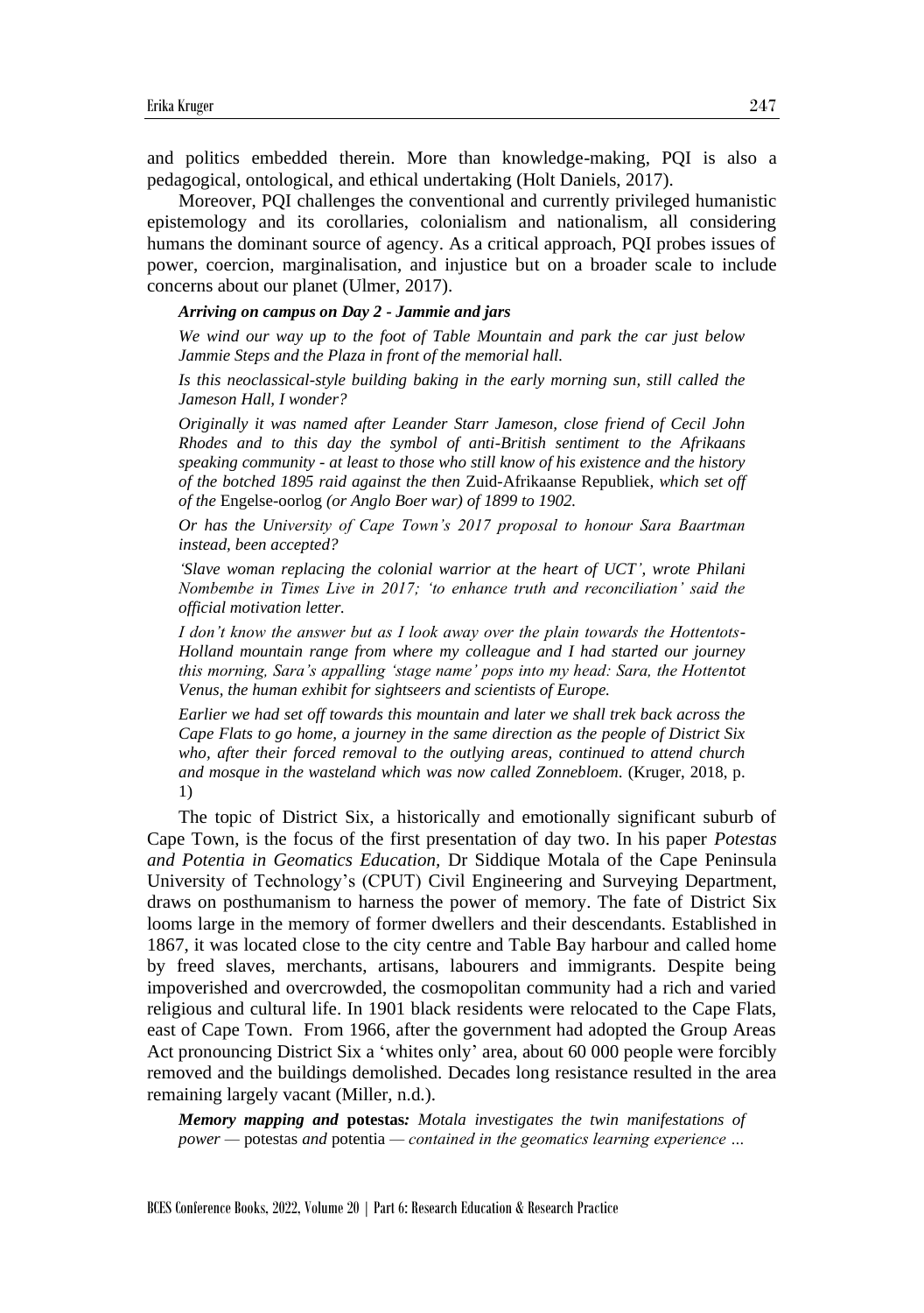and politics embedded therein. More than knowledge-making, PQI is also a pedagogical, ontological, and ethical undertaking (Holt Daniels, 2017).

Moreover, PQI challenges the conventional and currently privileged humanistic epistemology and its corollaries, colonialism and nationalism, all considering humans the dominant source of agency. As a critical approach, PQI probes issues of power, coercion, marginalisation, and injustice but on a broader scale to include concerns about our planet (Ulmer, 2017).

***Arriving on campus on Day 2 - Jammie and jars***

> *We wind our way up to the foot of Table Mountain and park the car just below Jammie Steps and the Plaza in front of the memorial hall.*
>
> *Is this neoclassical-style building baking in the early morning sun, still called the Jameson Hall, I wonder?*
>
> *Originally it was named after Leander Starr Jameson, close friend of Cecil John Rhodes and to this day the symbol of anti-British sentiment to the Afrikaans speaking community - at least to those who still know of his existence and the history of the botched 1895 raid against the then* Zuid-Afrikaanse Republiek*, which set off of the* Engelse-oorlog *(or Anglo Boer war) of 1899 to 1902.*
>
> *Or has the University of Cape Town's 2017 proposal to honour Sara Baartman instead, been accepted?*
>
> *'Slave woman replacing the colonial warrior at the heart of UCT', wrote Philani Nombembe in Times Live in 2017; 'to enhance truth and reconciliation' said the official motivation letter.*
>
> *I don't know the answer but as I look away over the plain towards the Hottentots-Holland mountain range from where my colleague and I had started our journey this morning, Sara's appalling 'stage name' pops into my head: Sara, the Hottentot Venus, the human exhibit for sightseers and scientists of Europe.*
>
> *Earlier we had set off towards this mountain and later we shall trek back across the Cape Flats to go home, a journey in the same direction as the people of District Six who, after their forced removal to the outlying areas, continued to attend church and mosque in the wasteland which was now called Zonnebloem*. (Kruger, 2018, p. 1)

The topic of District Six, a historically and emotionally significant suburb of Cape Town, is the focus of the first presentation of day two. In his paper *Potestas and Potentia in Geomatics Education*, Dr Siddique Motala of the Cape Peninsula University of Technology's (CPUT) Civil Engineering and Surveying Department, draws on posthumanism to harness the power of memory. The fate of District Six looms large in the memory of former dwellers and their descendants. Established in 1867, it was located close to the city centre and Table Bay harbour and called home by freed slaves, merchants, artisans, labourers and immigrants. Despite being impoverished and overcrowded, the cosmopolitan community had a rich and varied religious and cultural life. In 1901 black residents were relocated to the Cape Flats, east of Cape Town. From 1966, after the government had adopted the Group Areas Act pronouncing District Six a 'whites only' area, about 60 000 people were forcibly removed and the buildings demolished. Decades long resistance resulted in the area remaining largely vacant (Miller, n.d.).

> ***Memory mapping and* potestas*:** Motala investigates the twin manifestations of power —* potestas *and* potentia *— contained in the geomatics learning experience …*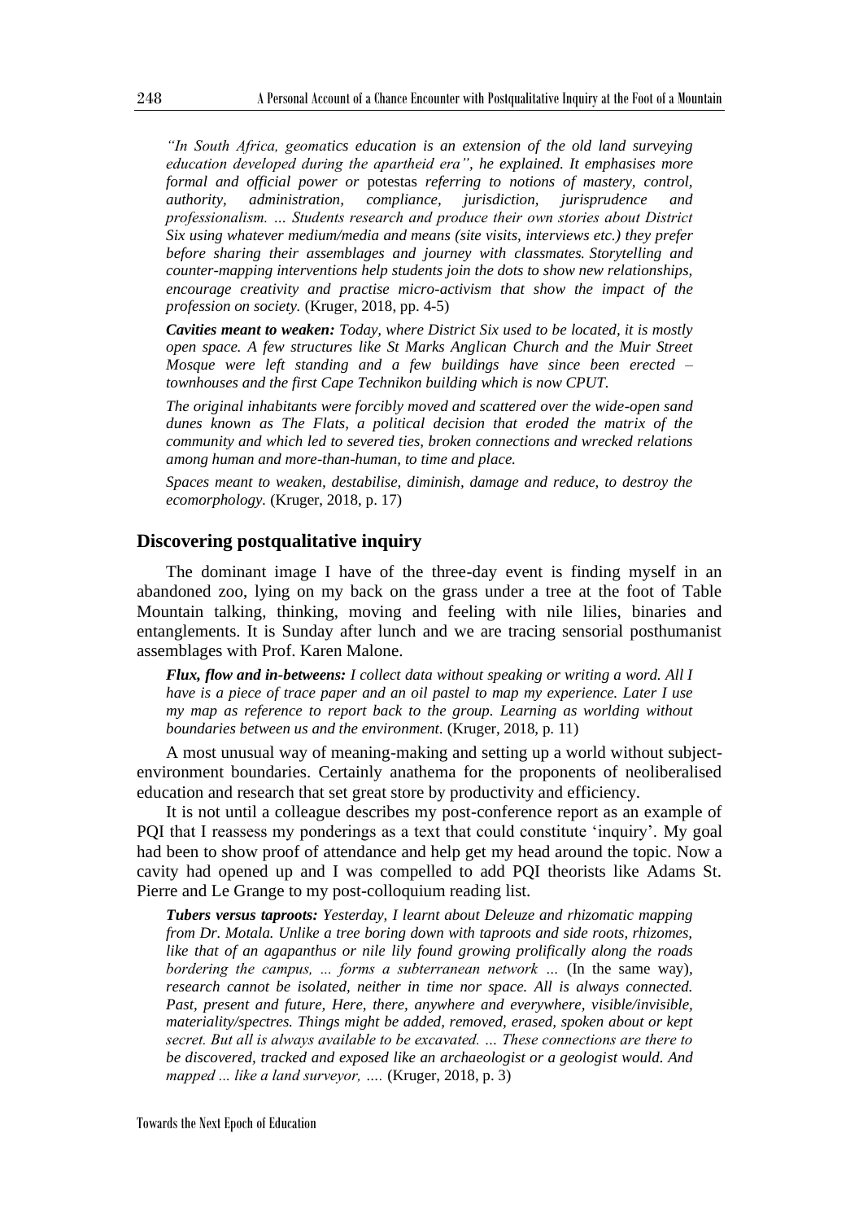*"In South Africa, geomatics education is an extension of the old land surveying education developed during the apartheid era", he explained. It emphasises more formal and official power or* potestas *referring to notions of mastery, control, authority, administration, compliance, jurisdiction, jurisprudence and professionalism. … Students research and produce their own stories about District Six using whatever medium/media and means (site visits, interviews etc.) they prefer before sharing their assemblages and journey with classmates. Storytelling and counter-mapping interventions help students join the dots to show new relationships, encourage creativity and practise micro-activism that show the impact of the profession on society.* (Kruger, 2018, pp. 4-5)

***Cavities meant to weaken:*** *Today, where District Six used to be located, it is mostly open space. A few structures like St Marks Anglican Church and the Muir Street Mosque were left standing and a few buildings have since been erected – townhouses and the first Cape Technikon building which is now CPUT.*

*The original inhabitants were forcibly moved and scattered over the wide-open sand dunes known as The Flats, a political decision that eroded the matrix of the community and which led to severed ties, broken connections and wrecked relations among human and more-than-human, to time and place.*

*Spaces meant to weaken, destabilise, diminish, damage and reduce, to destroy the ecomorphology.* (Kruger, 2018, p. 17)

## Discovering postqualitative inquiry

The dominant image I have of the three-day event is finding myself in an abandoned zoo, lying on my back on the grass under a tree at the foot of Table Mountain talking, thinking, moving and feeling with nile lilies, binaries and entanglements. It is Sunday after lunch and we are tracing sensorial posthumanist assemblages with Prof. Karen Malone.

***Flux, flow and in-betweens:*** *I collect data without speaking or writing a word. All I have is a piece of trace paper and an oil pastel to map my experience. Later I use my map as reference to report back to the group. Learning as worlding without boundaries between us and the environment.* (Kruger, 2018, p. 11)

A most unusual way of meaning-making and setting up a world without subject-environment boundaries. Certainly anathema for the proponents of neoliberalised education and research that set great store by productivity and efficiency.

It is not until a colleague describes my post-conference report as an example of PQI that I reassess my ponderings as a text that could constitute 'inquiry'. My goal had been to show proof of attendance and help get my head around the topic. Now a cavity had opened up and I was compelled to add PQI theorists like Adams St. Pierre and Le Grange to my post-colloquium reading list.

***Tubers versus taproots:*** *Yesterday, I learnt about Deleuze and rhizomatic mapping from Dr. Motala. Unlike a tree boring down with taproots and side roots, rhizomes, like that of an agapanthus or nile lily found growing prolifically along the roads bordering the campus, ... forms a subterranean network ...* (In the same way), *research cannot be isolated, neither in time nor space. All is always connected. Past, present and future, Here, there, anywhere and everywhere, visible/invisible, materiality/spectres. Things might be added, removed, erased, spoken about or kept secret. But all is always available to be excavated. … These connections are there to be discovered, tracked and exposed like an archaeologist or a geologist would. And mapped ... like a land surveyor, ….* (Kruger, 2018, p. 3)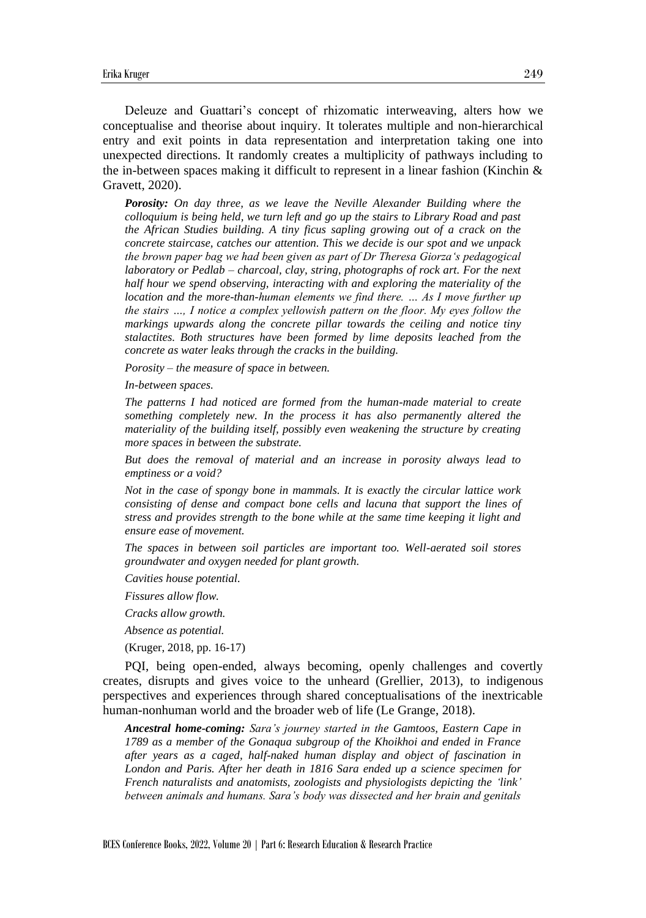Deleuze and Guattari's concept of rhizomatic interweaving, alters how we conceptualise and theorise about inquiry. It tolerates multiple and non-hierarchical entry and exit points in data representation and interpretation taking one into unexpected directions. It randomly creates a multiplicity of pathways including to the in-between spaces making it difficult to represent in a linear fashion (Kinchin & Gravett, 2020).

> ***Porosity:*** *On day three, as we leave the Neville Alexander Building where the colloquium is being held, we turn left and go up the stairs to Library Road and past the African Studies building. A tiny ficus sapling growing out of a crack on the concrete staircase, catches our attention. This we decide is our spot and we unpack the brown paper bag we had been given as part of Dr Theresa Giorza's pedagogical laboratory or Pedlab – charcoal, clay, string, photographs of rock art. For the next half hour we spend observing, interacting with and exploring the materiality of the location and the more-than-human elements we find there. … As I move further up the stairs …, I notice a complex yellowish pattern on the floor. My eyes follow the markings upwards along the concrete pillar towards the ceiling and notice tiny stalactites. Both structures have been formed by lime deposits leached from the concrete as water leaks through the cracks in the building.*
>
> *Porosity – the measure of space in between.*
>
> *In-between spaces.*
>
> *The patterns I had noticed are formed from the human-made material to create something completely new. In the process it has also permanently altered the materiality of the building itself, possibly even weakening the structure by creating more spaces in between the substrate.*
>
> *But does the removal of material and an increase in porosity always lead to emptiness or a void?*
>
> *Not in the case of spongy bone in mammals. It is exactly the circular lattice work consisting of dense and compact bone cells and lacuna that support the lines of stress and provides strength to the bone while at the same time keeping it light and ensure ease of movement.*
>
> *The spaces in between soil particles are important too. Well-aerated soil stores groundwater and oxygen needed for plant growth.*
>
> *Cavities house potential.*
>
> *Fissures allow flow.*
>
> *Cracks allow growth.*
>
> *Absence as potential.*
>
> (Kruger, 2018, pp. 16-17)

PQI, being open-ended, always becoming, openly challenges and covertly creates, disrupts and gives voice to the unheard (Grellier, 2013), to indigenous perspectives and experiences through shared conceptualisations of the inextricable human-nonhuman world and the broader web of life (Le Grange, 2018).

> ***Ancestral home-coming:*** *Sara's journey started in the Gamtoos, Eastern Cape in 1789 as a member of the Gonaqua subgroup of the Khoikhoi and ended in France after years as a caged, half-naked human display and object of fascination in London and Paris. After her death in 1816 Sara ended up a science specimen for French naturalists and anatomists, zoologists and physiologists depicting the 'link' between animals and humans. Sara's body was dissected and her brain and genitals*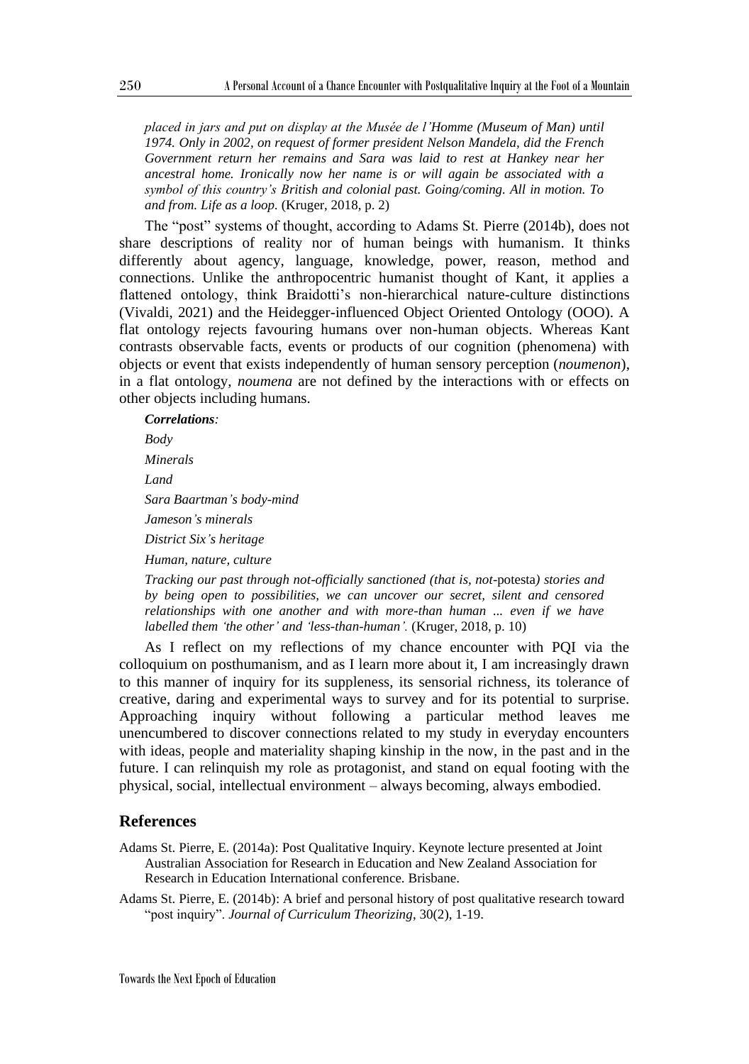*placed in jars and put on display at the Musée de l'Homme (Museum of Man) until 1974. Only in 2002, on request of former president Nelson Mandela, did the French Government return her remains and Sara was laid to rest at Hankey near her ancestral home. Ironically now her name is or will again be associated with a symbol of this country's British and colonial past. Going/coming. All in motion. To and from. Life as a loop.* (Kruger, 2018, p. 2)

The "post" systems of thought, according to Adams St. Pierre (2014b), does not share descriptions of reality nor of human beings with humanism. It thinks differently about agency, language, knowledge, power, reason, method and connections. Unlike the anthropocentric humanist thought of Kant, it applies a flattened ontology, think Braidotti's non-hierarchical nature-culture distinctions (Vivaldi, 2021) and the Heidegger-influenced Object Oriented Ontology (OOO). A flat ontology rejects favouring humans over non-human objects. Whereas Kant contrasts observable facts, events or products of our cognition (phenomena) with objects or event that exists independently of human sensory perception (*noumenon*), in a flat ontology, *noumena* are not defined by the interactions with or effects on other objects including humans.

***Correlations**:*

*Body*

*Minerals*

*Land*

*Sara Baartman's body-mind*

*Jameson's minerals*

*District Six's heritage*

*Human, nature, culture*

*Tracking our past through not-officially sanctioned (that is, not-*potesta*) stories and by being open to possibilities, we can uncover our secret, silent and censored relationships with one another and with more-than human ... even if we have labelled them 'the other' and 'less-than-human'.* (Kruger, 2018, p. 10)

As I reflect on my reflections of my chance encounter with PQI via the colloquium on posthumanism, and as I learn more about it, I am increasingly drawn to this manner of inquiry for its suppleness, its sensorial richness, its tolerance of creative, daring and experimental ways to survey and for its potential to surprise. Approaching inquiry without following a particular method leaves me unencumbered to discover connections related to my study in everyday encounters with ideas, people and materiality shaping kinship in the now, in the past and in the future. I can relinquish my role as protagonist, and stand on equal footing with the physical, social, intellectual environment – always becoming, always embodied.

## References

Adams St. Pierre, E. (2014a): Post Qualitative Inquiry. Keynote lecture presented at Joint Australian Association for Research in Education and New Zealand Association for Research in Education International conference. Brisbane.

Adams St. Pierre, E. (2014b): A brief and personal history of post qualitative research toward "post inquiry". *Journal of Curriculum Theorizing*, 30(2), 1-19.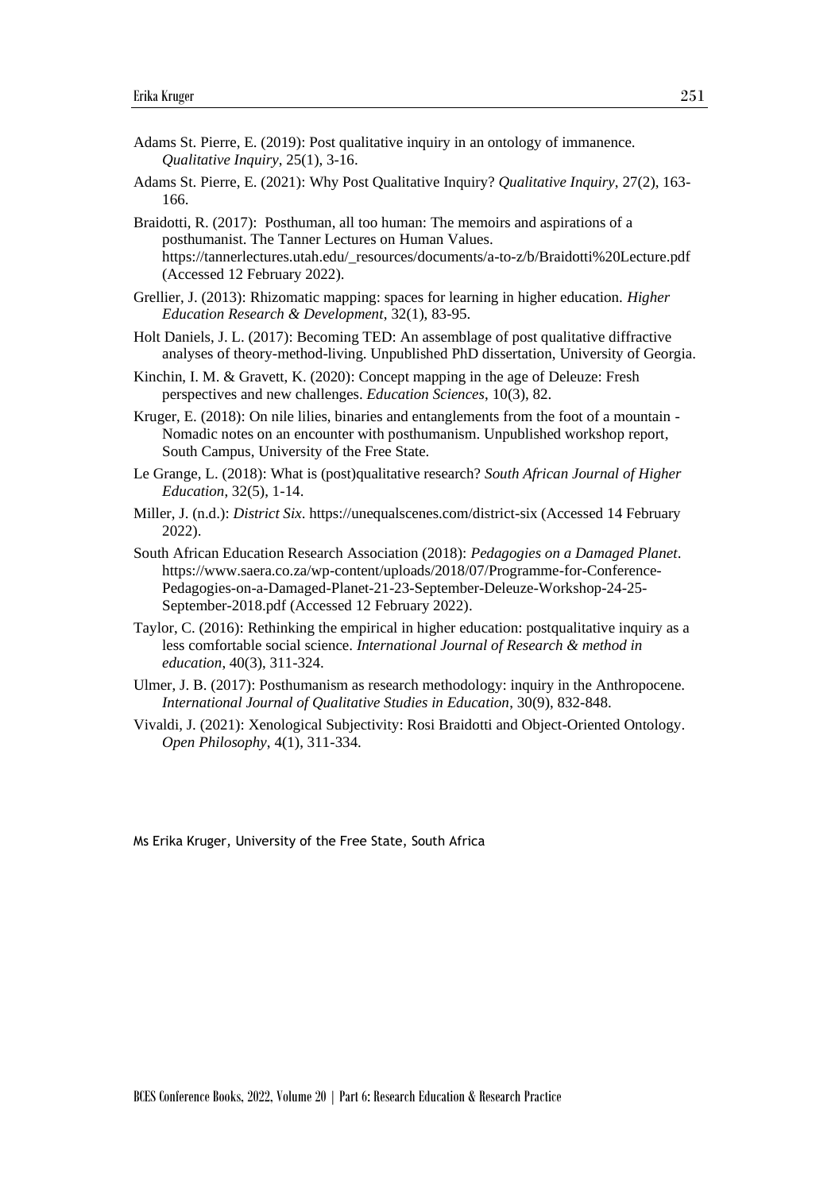Adams St. Pierre, E. (2019): Post qualitative inquiry in an ontology of immanence. *Qualitative Inquiry*, 25(1), 3-16.

Adams St. Pierre, E. (2021): Why Post Qualitative Inquiry? *Qualitative Inquiry*, 27(2), 163-166.

Braidotti, R. (2017): Posthuman, all too human: The memoirs and aspirations of a posthumanist. The Tanner Lectures on Human Values. https://tannerlectures.utah.edu/_resources/documents/a-to-z/b/Braidotti%20Lecture.pdf (Accessed 12 February 2022).

Grellier, J. (2013): Rhizomatic mapping: spaces for learning in higher education. *Higher Education Research & Development*, 32(1), 83-95.

Holt Daniels, J. L. (2017): Becoming TED: An assemblage of post qualitative diffractive analyses of theory-method-living. Unpublished PhD dissertation, University of Georgia.

Kinchin, I. M. & Gravett, K. (2020): Concept mapping in the age of Deleuze: Fresh perspectives and new challenges. *Education Sciences*, 10(3), 82.

Kruger, E. (2018): On nile lilies, binaries and entanglements from the foot of a mountain - Nomadic notes on an encounter with posthumanism. Unpublished workshop report, South Campus, University of the Free State.

Le Grange, L. (2018): What is (post)qualitative research? *South African Journal of Higher Education*, 32(5), 1-14.

Miller, J. (n.d.): *District Six*. https://unequalscenes.com/district-six (Accessed 14 February 2022).

South African Education Research Association (2018): *Pedagogies on a Damaged Planet*. https://www.saera.co.za/wp-content/uploads/2018/07/Programme-for-Conference-Pedagogies-on-a-Damaged-Planet-21-23-September-Deleuze-Workshop-24-25-September-2018.pdf (Accessed 12 February 2022).

Taylor, C. (2016): Rethinking the empirical in higher education: postqualitative inquiry as a less comfortable social science. *International Journal of Research & method in education*, 40(3), 311-324.

Ulmer, J. B. (2017): Posthumanism as research methodology: inquiry in the Anthropocene. *International Journal of Qualitative Studies in Education*, 30(9), 832-848.

Vivaldi, J. (2021): Xenological Subjectivity: Rosi Braidotti and Object-Oriented Ontology. *Open Philosophy*, 4(1), 311-334.

Ms Erika Kruger, University of the Free State, South Africa